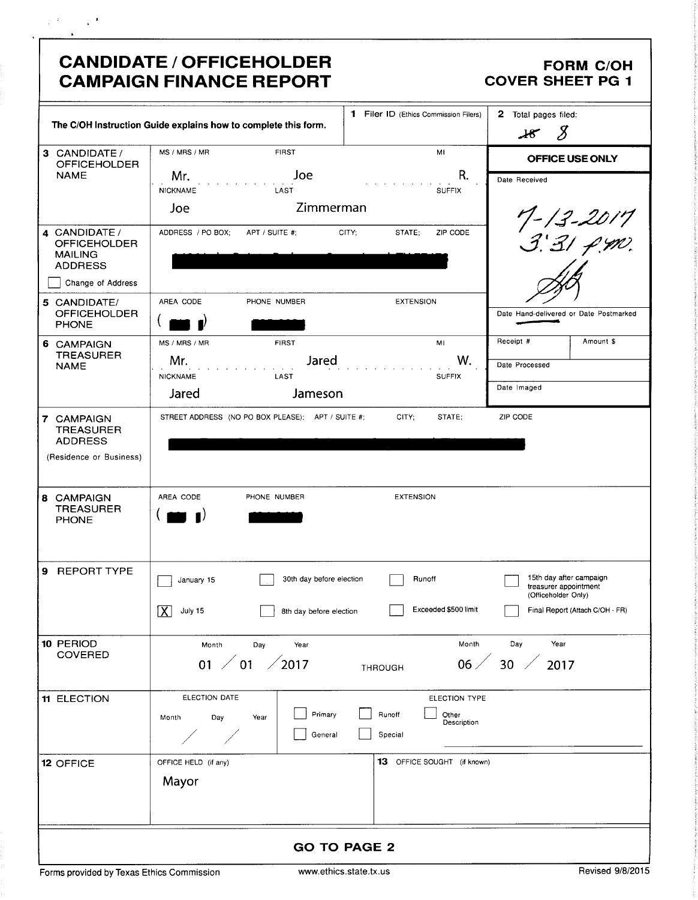# CANDIDATE / OFFICEHOLDER CAMPAIGN FINANCE REPORT

**FORM C/OH COVER SHEET PG 1**

The C/OH Instruction Guide explains how to complete this form.

**1** Filer ID (Ethics Commission Filers)

**2** Total pages filed: ~~18~~ 8

**OFFICE USE ONLY**

Date Received: 7-13-2017 3:31 p.m.

Date Hand-delivered or Date Postmarked

| Receipt # | Amount $ |
|---|---|
| | |

Date Processed

Date Imaged

| | | | | |
|---|---|---|---|---|
| **3** CANDIDATE / OFFICEHOLDER NAME | MS / MRS / MR: Mr. | FIRST: Joe | MI: R. | |
| | NICKNAME: Joe | LAST: Zimmerman | SUFFIX: | |
| **4** CANDIDATE / OFFICEHOLDER MAILING ADDRESS ☐ Change of Address | ADDRESS / PO BOX; APT / SUITE #; CITY; STATE; ZIP CODE: [redacted] | | | |
| **5** CANDIDATE/ OFFICEHOLDER PHONE | AREA CODE: ([redacted]) | PHONE NUMBER: [redacted] | EXTENSION: | |
| **6** CAMPAIGN TREASURER NAME | MS / MRS / MR: Mr. | FIRST: Jared | MI: W. | |
| | NICKNAME: Jared | LAST: Jameson | SUFFIX: | |
| **7** CAMPAIGN TREASURER ADDRESS (Residence or Business) | STREET ADDRESS (NO PO BOX PLEASE); APT / SUITE #; CITY; STATE; ZIP CODE: [redacted] | | | |
| **8** CAMPAIGN TREASURER PHONE | AREA CODE: ([redacted]) | PHONE NUMBER: [redacted] | EXTENSION: | |

**9 REPORT TYPE**

- ☐ January 15
- ☒ July 15
- ☐ 30th day before election
- ☐ 8th day before election
- ☐ Runoff
- ☐ Exceeded $500 limit
- ☐ 15th day after campaign treasurer appointment (Officeholder Only)
- ☐ Final Report (Attach C/OH - FR)

**10 PERIOD COVERED**

Month / Day / Year: 01 / 01 / 2017 THROUGH Month / Day / Year: 06 / 30 / 2017

**11 ELECTION**

ELECTION DATE: Month / Day / Year: &nbsp; / &nbsp; /

ELECTION TYPE: ☐ Primary ☐ General ☐ Runoff ☐ Special ☐ Other Description

**12 OFFICE**

OFFICE HELD (if any): Mayor

**13** OFFICE SOUGHT (if known):

**GO TO PAGE 2**

Forms provided by Texas Ethics Commission www.ethics.state.tx.us Revised 9/8/2015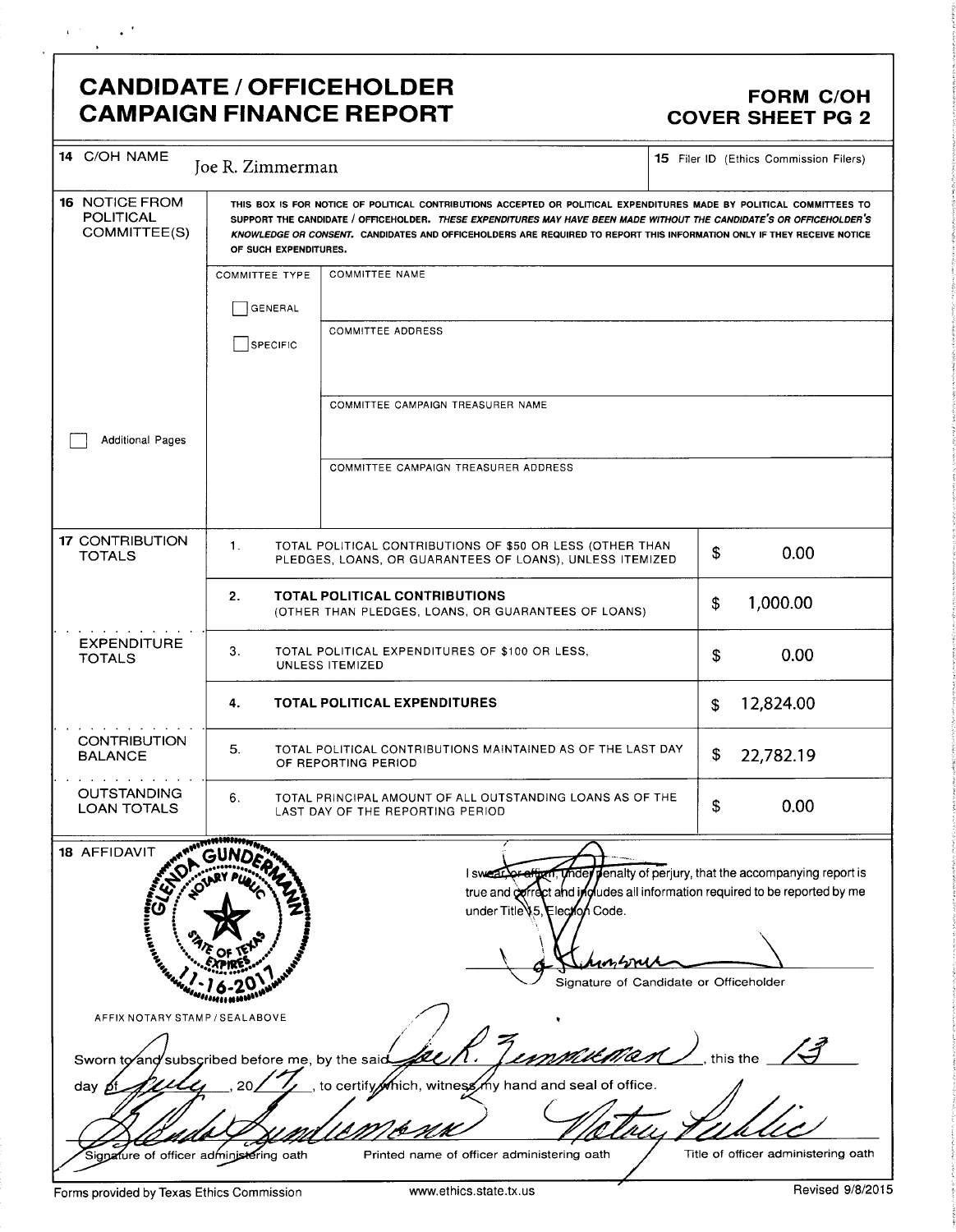# CANDIDATE / OFFICEHOLDER CAMPAIGN FINANCE REPORT

**FORM C/OH**
**COVER SHEET PG 2**

| | |
|---|---|
| **14** C/OH NAME | Joe R. Zimmerman |
| **15** Filer ID (Ethics Commission Filers) | |

**16** NOTICE FROM POLITICAL COMMITTEE(S)

THIS BOX IS FOR NOTICE OF POLITICAL CONTRIBUTIONS ACCEPTED OR POLITICAL EXPENDITURES MADE BY POLITICAL COMMITTEES TO SUPPORT THE CANDIDATE / OFFICEHOLDER. *THESE EXPENDITURES MAY HAVE BEEN MADE WITHOUT THE CANDIDATE'S OR OFFICEHOLDER'S KNOWLEDGE OR CONSENT.* CANDIDATES AND OFFICEHOLDERS ARE REQUIRED TO REPORT THIS INFORMATION ONLY IF THEY RECEIVE NOTICE OF SUCH EXPENDITURES.

| COMMITTEE TYPE | |
|---|---|
| ☐ GENERAL | COMMITTEE NAME |
| ☐ SPECIFIC | COMMITTEE ADDRESS |
| | COMMITTEE CAMPAIGN TREASURER NAME |
| | COMMITTEE CAMPAIGN TREASURER ADDRESS |

☐ Additional Pages

| | | | |
|---|---|---|---|
| **17** CONTRIBUTION TOTALS | 1. | TOTAL POLITICAL CONTRIBUTIONS OF $50 OR LESS (OTHER THAN PLEDGES, LOANS, OR GUARANTEES OF LOANS), UNLESS ITEMIZED | $ 0.00 |
| | 2. | **TOTAL POLITICAL CONTRIBUTIONS** (OTHER THAN PLEDGES, LOANS, OR GUARANTEES OF LOANS) | $ 1,000.00 |
| EXPENDITURE TOTALS | 3. | TOTAL POLITICAL EXPENDITURES OF $100 OR LESS, UNLESS ITEMIZED | $ 0.00 |
| | 4. | **TOTAL POLITICAL EXPENDITURES** | $ 12,824.00 |
| CONTRIBUTION BALANCE | 5. | TOTAL POLITICAL CONTRIBUTIONS MAINTAINED AS OF THE LAST DAY OF REPORTING PERIOD | $ 22,782.19 |
| OUTSTANDING LOAN TOTALS | 6. | TOTAL PRINCIPAL AMOUNT OF ALL OUTSTANDING LOANS AS OF THE LAST DAY OF THE REPORTING PERIOD | $ 0.00 |

**18** AFFIDAVIT

GLENDA GUNDERMANN
NOTARY PUBLIC
STATE OF TEXAS
EXPIRES 11-16-2017

I swear, or affirm, under penalty of perjury, that the accompanying report is true and correct and includes all information required to be reported by me under Title 15, Election Code.

[Signature]
Signature of Candidate or Officeholder

AFFIX NOTARY STAMP / SEALABOVE

Sworn to and subscribed before me, by the said Joe R. Zimmerman, this the 13 day of July, 2017, to certify which, witness my hand and seal of office.

| [Signature] | Glenda Gundermann | Notary Public |
|---|---|---|
| Signature of officer administering oath | Printed name of officer administering oath | Title of officer administering oath |

Forms provided by Texas Ethics Commission    www.ethics.state.tx.us    Revised 9/8/2015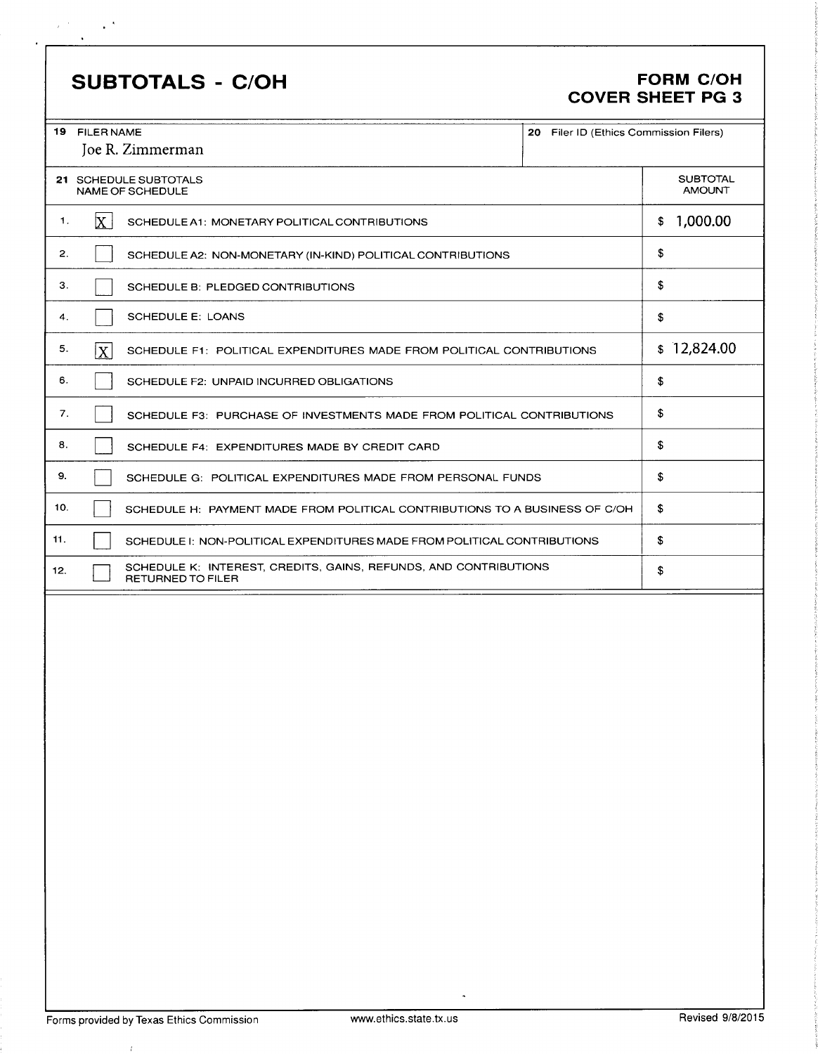# SUBTOTALS - C/OH

**FORM C/OH**
**COVER SHEET PG 3**

| 19 FILER NAME | 20 Filer ID (Ethics Commission Filers) |
|---|---|
| Joe R. Zimmerman | |

| | | 21 SCHEDULE SUBTOTALS NAME OF SCHEDULE | SUBTOTAL AMOUNT |
|---|---|---|---|
| 1. | [X] | SCHEDULE A1: MONETARY POLITICAL CONTRIBUTIONS | $ 1,000.00 |
| 2. | [ ] | SCHEDULE A2: NON-MONETARY (IN-KIND) POLITICAL CONTRIBUTIONS | $ |
| 3. | [ ] | SCHEDULE B: PLEDGED CONTRIBUTIONS | $ |
| 4. | [ ] | SCHEDULE E: LOANS | $ |
| 5. | [X] | SCHEDULE F1: POLITICAL EXPENDITURES MADE FROM POLITICAL CONTRIBUTIONS | $ 12,824.00 |
| 6. | [ ] | SCHEDULE F2: UNPAID INCURRED OBLIGATIONS | $ |
| 7. | [ ] | SCHEDULE F3: PURCHASE OF INVESTMENTS MADE FROM POLITICAL CONTRIBUTIONS | $ |
| 8. | [ ] | SCHEDULE F4: EXPENDITURES MADE BY CREDIT CARD | $ |
| 9. | [ ] | SCHEDULE G: POLITICAL EXPENDITURES MADE FROM PERSONAL FUNDS | $ |
| 10. | [ ] | SCHEDULE H: PAYMENT MADE FROM POLITICAL CONTRIBUTIONS TO A BUSINESS OF C/OH | $ |
| 11. | [ ] | SCHEDULE I: NON-POLITICAL EXPENDITURES MADE FROM POLITICAL CONTRIBUTIONS | $ |
| 12. | [ ] | SCHEDULE K: INTEREST, CREDITS, GAINS, REFUNDS, AND CONTRIBUTIONS RETURNED TO FILER | $ |

Forms provided by Texas Ethics Commission www.ethics.state.tx.us Revised 9/8/2015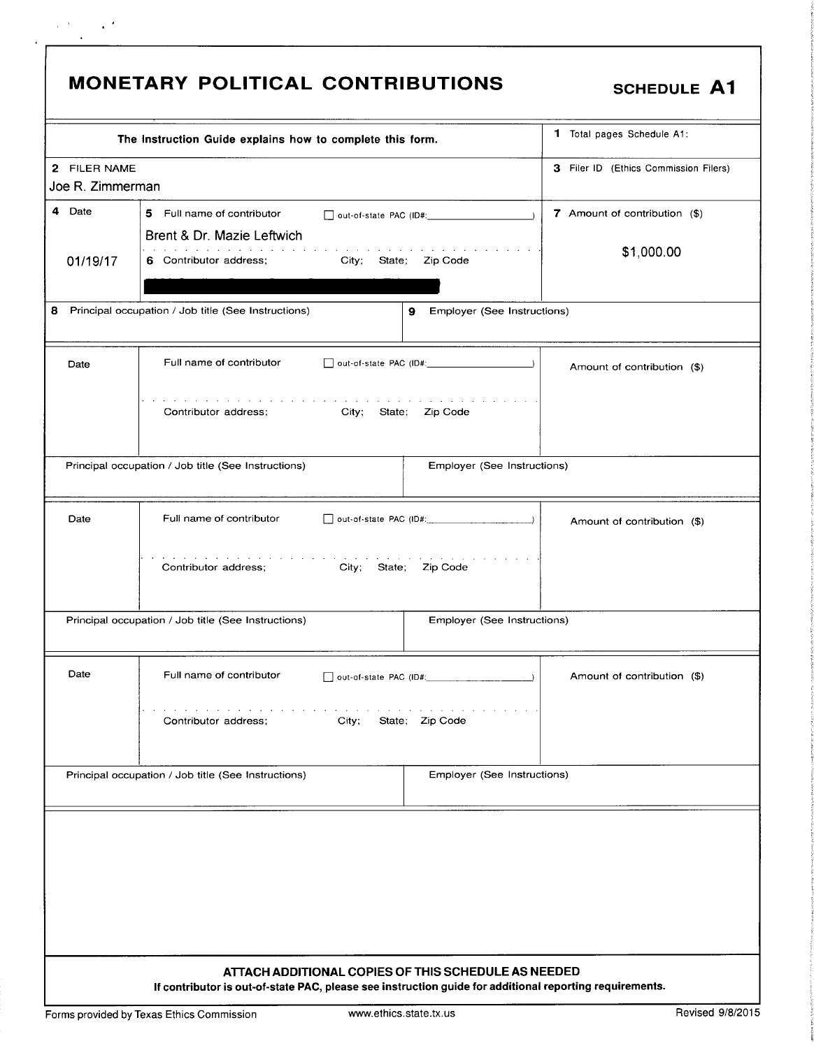# MONETARY POLITICAL CONTRIBUTIONS

**SCHEDULE A1**

| | |
|---|---|
| The Instruction Guide explains how to complete this form. | 1 Total pages Schedule A1: |
| 2 FILER NAME<br>Joe R. Zimmerman | 3 Filer ID (Ethics Commission Filers) |

| | | |
|---|---|---|
| 4 Date<br>01/19/17 | 5 Full name of contributor ☐ out-of-state PAC (ID#: )<br>Brent & Dr. Mazie Leftwich<br>6 Contributor address; City; State; Zip Code<br>[REDACTED] | 7 Amount of contribution ($)<br>$1,000.00 |
| 8 Principal occupation / Job title (See Instructions) | 9 Employer (See Instructions) | |

| | | |
|---|---|---|
| Date | Full name of contributor ☐ out-of-state PAC (ID#: )<br>Contributor address; City; State; Zip Code | Amount of contribution ($) |
| Principal occupation / Job title (See Instructions) | Employer (See Instructions) | |

| | | |
|---|---|---|
| Date | Full name of contributor ☐ out-of-state PAC (ID#: )<br>Contributor address; City; State; Zip Code | Amount of contribution ($) |
| Principal occupation / Job title (See Instructions) | Employer (See Instructions) | |

| | | |
|---|---|---|
| Date | Full name of contributor ☐ out-of-state PAC (ID#: )<br>Contributor address; City; State; Zip Code | Amount of contribution ($) |
| Principal occupation / Job title (See Instructions) | Employer (See Instructions) | |

**ATTACH ADDITIONAL COPIES OF THIS SCHEDULE AS NEEDED**

**If contributor is out-of-state PAC, please see instruction guide for additional reporting requirements.**

Forms provided by Texas Ethics Commission www.ethics.state.tx.us Revised 9/8/2015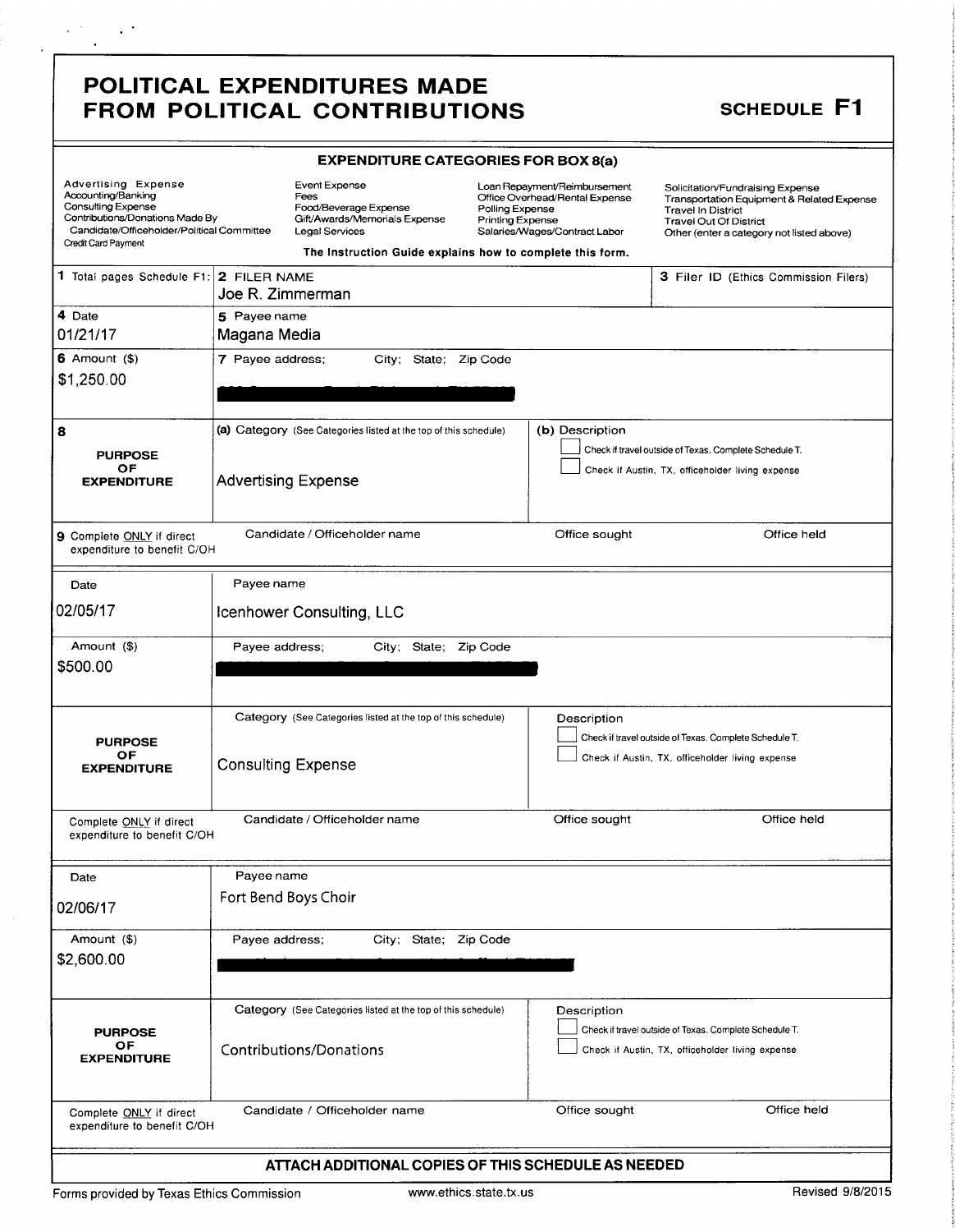# POLITICAL EXPENDITURES MADE FROM POLITICAL CONTRIBUTIONS

## SCHEDULE F1

### EXPENDITURE CATEGORIES FOR BOX 8(a)

| | | | |
|---|---|---|---|
| Advertising Expense | Event Expense | Loan Repayment/Reimbursement | Solicitation/Fundraising Expense |
| Accounting/Banking | Fees | Office Overhead/Rental Expense | Transportation Equipment & Related Expense |
| Consulting Expense | Food/Beverage Expense | Polling Expense | Travel In District |
| Contributions/Donations Made By Candidate/Officeholder/Political Committee | Gift/Awards/Memorials Expense | Printing Expense | Travel Out Of District |
| Credit Card Payment | Legal Services | Salaries/Wages/Contract Labor | Other (enter a category not listed above) |

The Instruction Guide explains how to complete this form.

| | | | |
|---|---|---|---|
| 1 Total pages Schedule F1: | 2 FILER NAME<br>Joe R. Zimmerman | | 3 Filer ID (Ethics Commission Filers) |
| 4 Date<br>01/21/17 | 5 Payee name<br>Magana Media | | |
| 6 Amount ($)<br>$1,250.00 | 7 Payee address; City; State; Zip Code<br>[REDACTED] | | |
| 8 PURPOSE OF EXPENDITURE | (a) Category (See Categories listed at the top of this schedule)<br>Advertising Expense | (b) Description<br>☐ Check if travel outside of Texas. Complete Schedule T.<br>☐ Check if Austin, TX, officeholder living expense | |
| 9 Complete ONLY if direct expenditure to benefit C/OH | Candidate / Officeholder name | Office sought | Office held |
| Date<br>02/05/17 | Payee name<br>Icenhower Consulting, LLC | | |
| Amount ($)<br>$500.00 | Payee address; City; State; Zip Code<br>[REDACTED] | | |
| PURPOSE OF EXPENDITURE | Category (See Categories listed at the top of this schedule)<br>Consulting Expense | Description<br>☐ Check if travel outside of Texas. Complete Schedule T.<br>☐ Check if Austin, TX, officeholder living expense | |
| Complete ONLY if direct expenditure to benefit C/OH | Candidate / Officeholder name | Office sought | Office held |
| Date<br>02/06/17 | Payee name<br>Fort Bend Boys Choir | | |
| Amount ($)<br>$2,600.00 | Payee address; City; State; Zip Code<br>[REDACTED] | | |
| PURPOSE OF EXPENDITURE | Category (See Categories listed at the top of this schedule)<br>Contributions/Donations | Description<br>☐ Check if travel outside of Texas. Complete Schedule T.<br>☐ Check if Austin, TX, officeholder living expense | |
| Complete ONLY if direct expenditure to benefit C/OH | Candidate / Officeholder name | Office sought | Office held |

**ATTACH ADDITIONAL COPIES OF THIS SCHEDULE AS NEEDED**

Forms provided by Texas Ethics Commission www.ethics.state.tx.us Revised 9/8/2015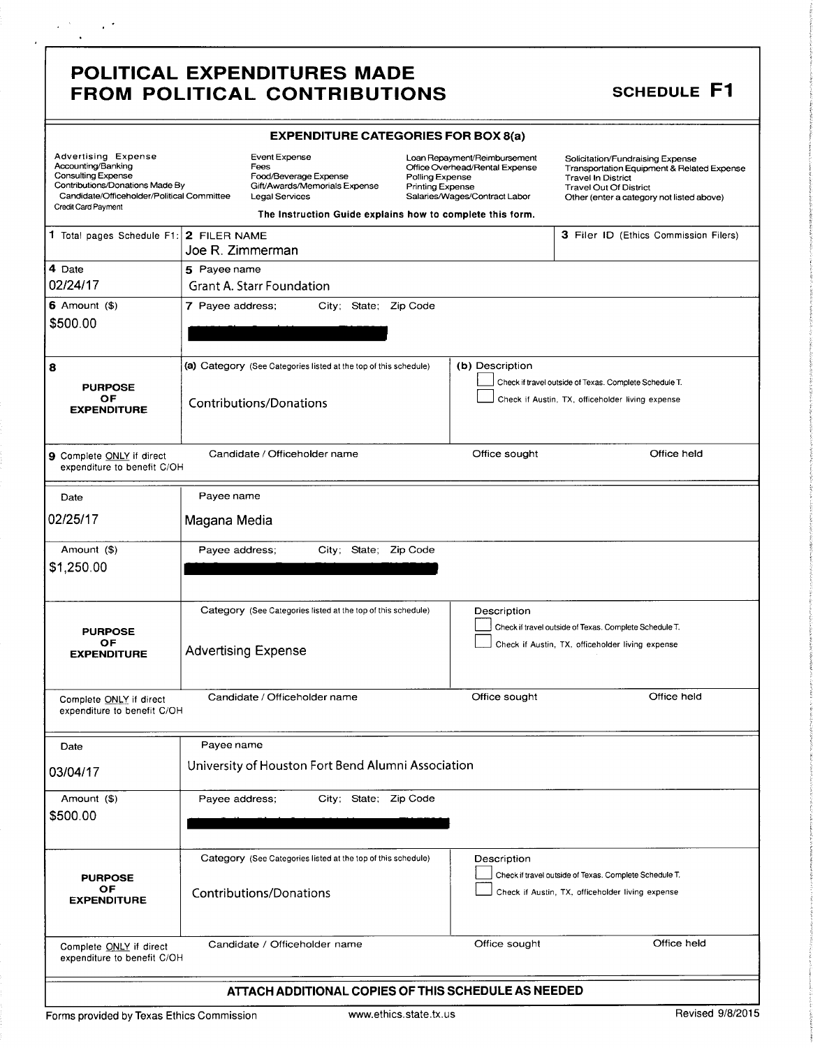# POLITICAL EXPENDITURES MADE FROM POLITICAL CONTRIBUTIONS

## SCHEDULE F1

### EXPENDITURE CATEGORIES FOR BOX 8(a)

| | | | |
|---|---|---|---|
| Advertising Expense | Event Expense | Loan Repayment/Reimbursement | Solicitation/Fundraising Expense |
| Accounting/Banking | Fees | Office Overhead/Rental Expense | Transportation Equipment & Related Expense |
| Consulting Expense | Food/Beverage Expense | Polling Expense | Travel In District |
| Contributions/Donations Made By Candidate/Officeholder/Political Committee | Gift/Awards/Memorials Expense | Printing Expense | Travel Out Of District |
| Credit Card Payment | Legal Services | Salaries/Wages/Contract Labor | Other (enter a category not listed above) |

The Instruction Guide explains how to complete this form.

| | | | |
|---|---|---|---|
| 1 Total pages Schedule F1: | 2 FILER NAME<br>Joe R. Zimmerman | | 3 Filer ID (Ethics Commission Filers) |
| 4 Date<br>02/24/17 | 5 Payee name<br>Grant A. Starr Foundation | | |
| 6 Amount ($)<br>$500.00 | 7 Payee address; City; State; Zip Code<br>[redacted] | | |
| 8 PURPOSE OF EXPENDITURE | (a) Category (See Categories listed at the top of this schedule)<br>Contributions/Donations | (b) Description<br>☐ Check if travel outside of Texas. Complete Schedule T.<br>☐ Check if Austin, TX, officeholder living expense | |
| 9 Complete ONLY if direct expenditure to benefit C/OH | Candidate / Officeholder name | Office sought | Office held |

| | | | |
|---|---|---|---|
| Date<br>02/25/17 | Payee name<br>Magana Media | | |
| Amount ($)<br>$1,250.00 | Payee address; City; State; Zip Code<br>[redacted] | | |
| PURPOSE OF EXPENDITURE | Category (See Categories listed at the top of this schedule)<br>Advertising Expense | Description<br>☐ Check if travel outside of Texas. Complete Schedule T.<br>☐ Check if Austin, TX, officeholder living expense | |
| Complete ONLY if direct expenditure to benefit C/OH | Candidate / Officeholder name | Office sought | Office held |

| | | | |
|---|---|---|---|
| Date<br>03/04/17 | Payee name<br>University of Houston Fort Bend Alumni Association | | |
| Amount ($)<br>$500.00 | Payee address; City; State; Zip Code<br>[redacted] | | |
| PURPOSE OF EXPENDITURE | Category (See Categories listed at the top of this schedule)<br>Contributions/Donations | Description<br>☐ Check if travel outside of Texas. Complete Schedule T.<br>☐ Check if Austin, TX, officeholder living expense | |
| Complete ONLY if direct expenditure to benefit C/OH | Candidate / Officeholder name | Office sought | Office held |

**ATTACH ADDITIONAL COPIES OF THIS SCHEDULE AS NEEDED**

Forms provided by Texas Ethics Commission www.ethics.state.tx.us Revised 9/8/2015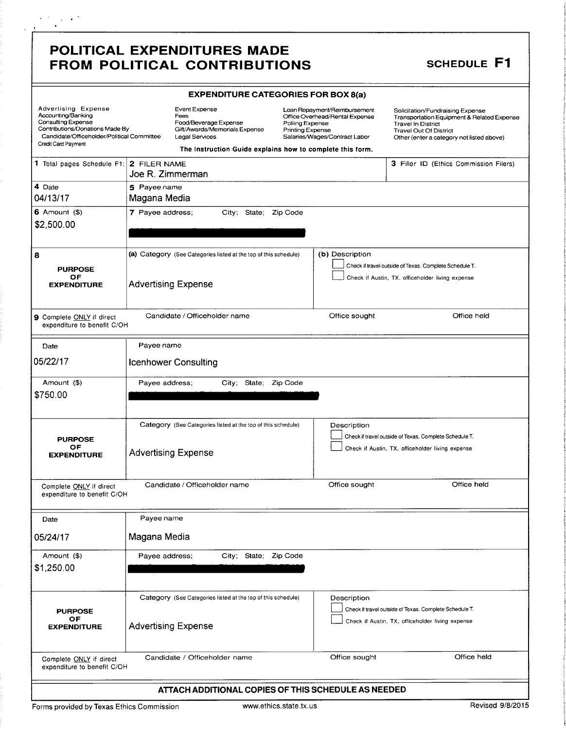# POLITICAL EXPENDITURES MADE FROM POLITICAL CONTRIBUTIONS

**SCHEDULE F1**

**EXPENDITURE CATEGORIES FOR BOX 8(a)**

| | | | |
|---|---|---|---|
| Advertising Expense | Event Expense | Loan Repayment/Reimbursement | Solicitation/Fundraising Expense |
| Accounting/Banking | Fees | Office Overhead/Rental Expense | Transportation Equipment & Related Expense |
| Consulting Expense | Food/Beverage Expense | Polling Expense | Travel In District |
| Contributions/Donations Made By Candidate/Officeholder/Political Committee | Gift/Awards/Memorials Expense | Printing Expense | Travel Out Of District |
| Credit Card Payment | Legal Services | Salaries/Wages/Contract Labor | Other (enter a category not listed above) |

The Instruction Guide explains how to complete this form.

| | | |
|---|---|---|
| 1 Total pages Schedule F1: | 2 FILER NAME<br>Joe R. Zimmerman | 3 Filer ID (Ethics Commission Filers) |

| | |
|---|---|
| 4 Date<br>04/13/17 | 5 Payee name<br>Magana Media |
| 6 Amount ($)<br>$2,500.00 | 7 Payee address; City; State; Zip Code<br>[REDACTED] |
| 8 PURPOSE OF EXPENDITURE | (a) Category (See Categories listed at the top of this schedule)<br>Advertising Expense<br><br>(b) Description<br>☐ Check if travel outside of Texas. Complete Schedule T.<br>☐ Check if Austin, TX, officeholder living expense |
| 9 Complete ONLY if direct expenditure to benefit C/OH | Candidate / Officeholder name — Office sought — Office held |

| | |
|---|---|
| Date<br>05/22/17 | Payee name<br>Icenhower Consulting |
| Amount ($)<br>$750.00 | Payee address; City; State; Zip Code<br>[REDACTED] |
| PURPOSE OF EXPENDITURE | Category (See Categories listed at the top of this schedule)<br>Advertising Expense<br><br>Description<br>☐ Check if travel outside of Texas. Complete Schedule T.<br>☐ Check if Austin, TX, officeholder living expense |
| Complete ONLY if direct expenditure to benefit C/OH | Candidate / Officeholder name — Office sought — Office held |

| | |
|---|---|
| Date<br>05/24/17 | Payee name<br>Magana Media |
| Amount ($)<br>$1,250.00 | Payee address; City; State; Zip Code<br>[REDACTED] |
| PURPOSE OF EXPENDITURE | Category (See Categories listed at the top of this schedule)<br>Advertising Expense<br><br>Description<br>☐ Check if travel outside of Texas. Complete Schedule T.<br>☐ Check if Austin, TX, officeholder living expense |
| Complete ONLY if direct expenditure to benefit C/OH | Candidate / Officeholder name — Office sought — Office held |

**ATTACH ADDITIONAL COPIES OF THIS SCHEDULE AS NEEDED**

Forms provided by Texas Ethics Commission www.ethics.state.tx.us Revised 9/8/2015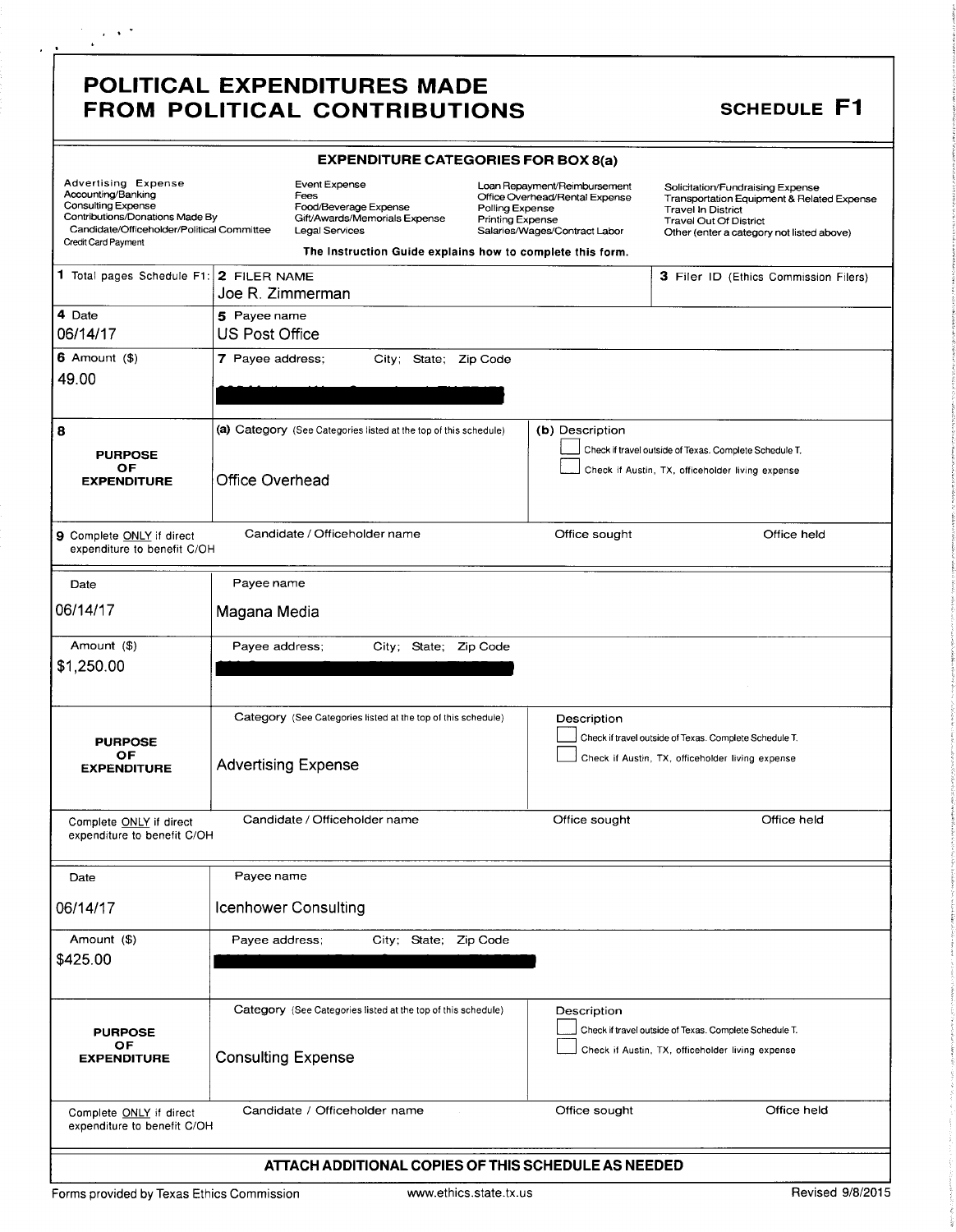# POLITICAL EXPENDITURES MADE FROM POLITICAL CONTRIBUTIONS

**SCHEDULE F1**

### EXPENDITURE CATEGORIES FOR BOX 8(a)

| | | | |
|---|---|---|---|
| Advertising Expense | Event Expense | Loan Repayment/Reimbursement | Solicitation/Fundraising Expense |
| Accounting/Banking | Fees | Office Overhead/Rental Expense | Transportation Equipment & Related Expense |
| Consulting Expense | Food/Beverage Expense | Polling Expense | Travel In District |
| Contributions/Donations Made By Candidate/Officeholder/Political Committee | Gift/Awards/Memorials Expense | Printing Expense | Travel Out Of District |
| Credit Card Payment | Legal Services | Salaries/Wages/Contract Labor | Other (enter a category not listed above) |

The Instruction Guide explains how to complete this form.

| | | |
|---|---|---|
| **1** Total pages Schedule F1: | **2** FILER NAME<br>Joe R. Zimmerman | **3** Filer ID (Ethics Commission Filers) |

| | |
|---|---|
| **4** Date<br>06/14/17 | **5** Payee name<br>US Post Office |
| **6** Amount ($)<br>49.00 | **7** Payee address; City; State; Zip Code<br>[redacted] |
| **8** PURPOSE OF EXPENDITURE | **(a)** Category (See Categories listed at the top of this schedule)<br>Office Overhead<br><br>**(b)** Description<br>☐ Check if travel outside of Texas. Complete Schedule T.<br>☐ Check if Austin, TX, officeholder living expense |
| **9** Complete ONLY if direct expenditure to benefit C/OH | Candidate / Officeholder name &nbsp;&nbsp; Office sought &nbsp;&nbsp; Office held |

| | |
|---|---|
| Date<br>06/14/17 | Payee name<br>Magana Media |
| Amount ($)<br>$1,250.00 | Payee address; City; State; Zip Code<br>[redacted] |
| PURPOSE OF EXPENDITURE | Category (See Categories listed at the top of this schedule)<br>Advertising Expense<br><br>Description<br>☐ Check if travel outside of Texas. Complete Schedule T.<br>☐ Check if Austin, TX, officeholder living expense |
| Complete ONLY if direct expenditure to benefit C/OH | Candidate / Officeholder name &nbsp;&nbsp; Office sought &nbsp;&nbsp; Office held |

| | |
|---|---|
| Date<br>06/14/17 | Payee name<br>Icenhower Consulting |
| Amount ($)<br>$425.00 | Payee address; City; State; Zip Code<br>[redacted] |
| PURPOSE OF EXPENDITURE | Category (See Categories listed at the top of this schedule)<br>Consulting Expense<br><br>Description<br>☐ Check if travel outside of Texas. Complete Schedule T.<br>☐ Check if Austin, TX, officeholder living expense |
| Complete ONLY if direct expenditure to benefit C/OH | Candidate / Officeholder name &nbsp;&nbsp; Office sought &nbsp;&nbsp; Office held |

**ATTACH ADDITIONAL COPIES OF THIS SCHEDULE AS NEEDED**

Forms provided by Texas Ethics Commission &nbsp;&nbsp; www.ethics.state.tx.us &nbsp;&nbsp; Revised 9/8/2015